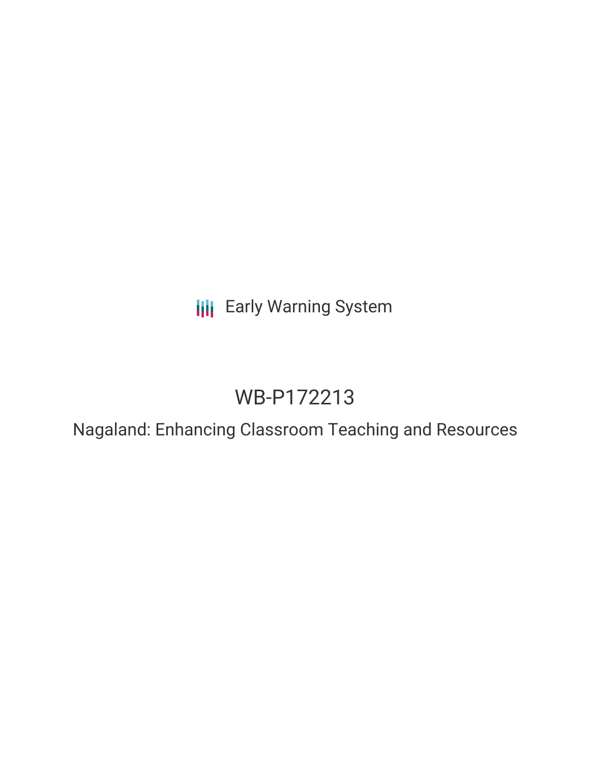Early Warning System

# WB-P172213

## Nagaland: Enhancing Classroom Teaching and Resources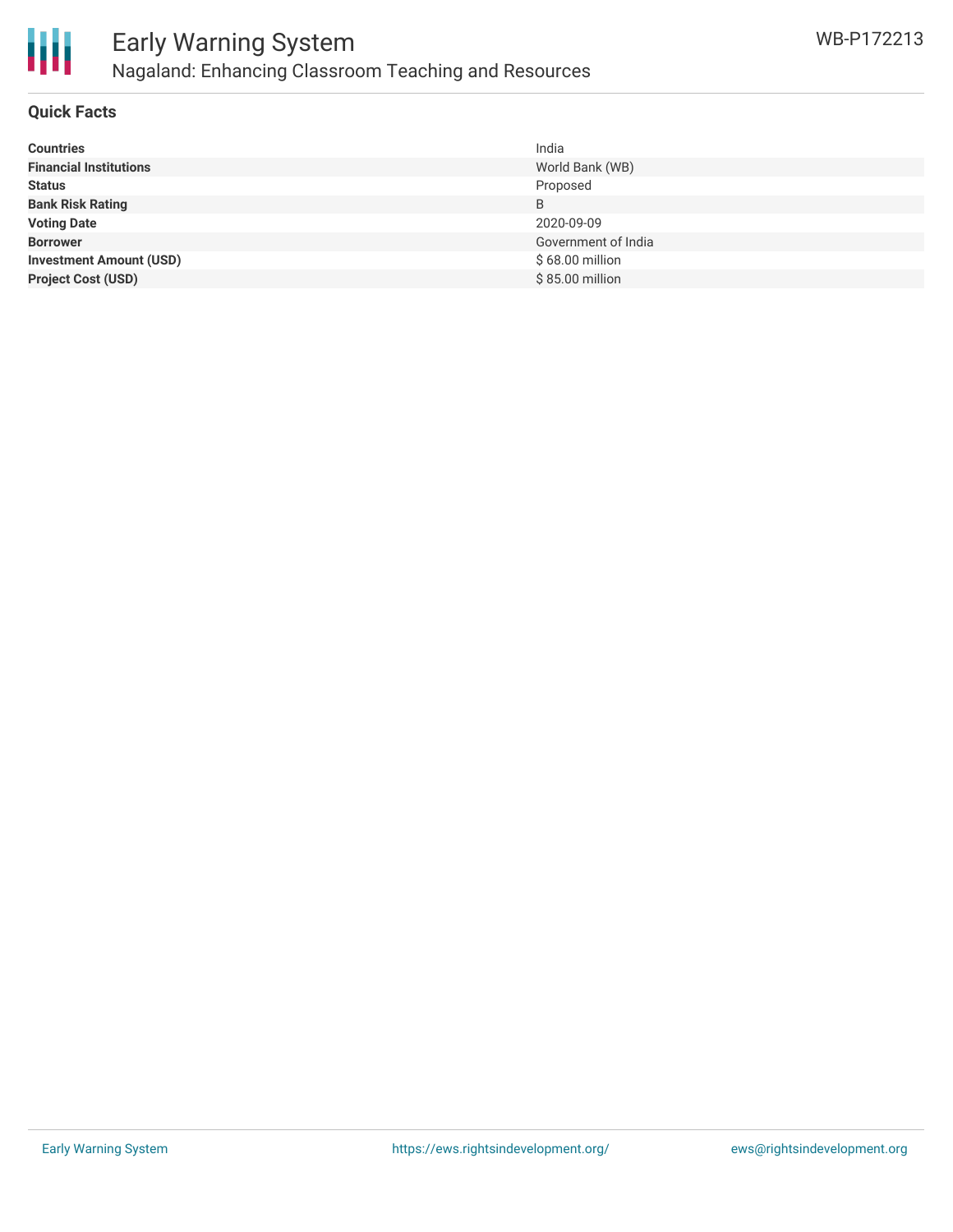## Quick Facts

| | |
|---|---|
| **Countries** | India |
| **Financial Institutions** | World Bank (WB) |
| **Status** | Proposed |
| **Bank Risk Rating** | B |
| **Voting Date** | 2020-09-09 |
| **Borrower** | Government of India |
| **Investment Amount (USD)** | $ 68.00 million |
| **Project Cost (USD)** | $ 85.00 million |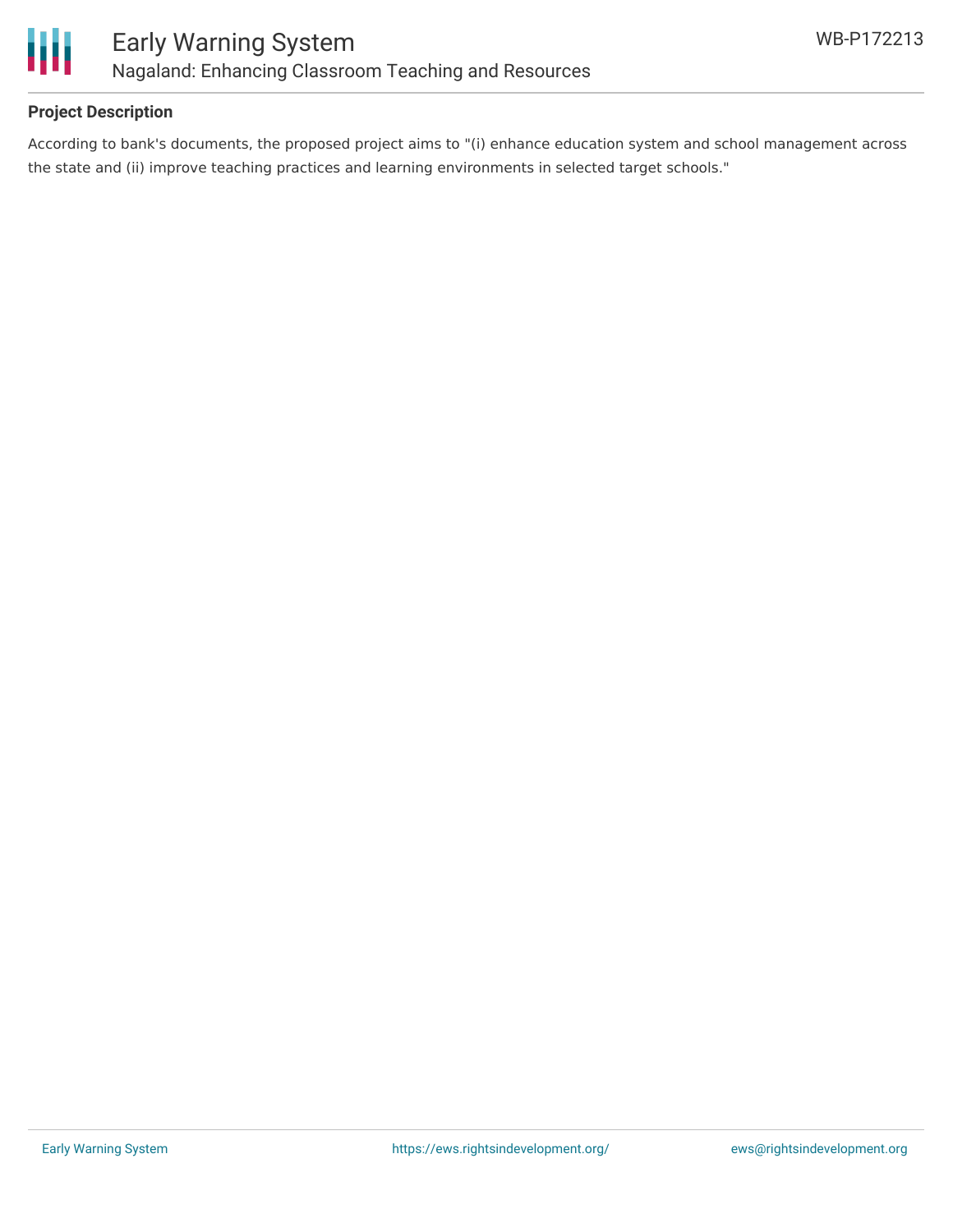## Project Description

According to bank's documents, the proposed project aims to "(i) enhance education system and school management across the state and (ii) improve teaching practices and learning environments in selected target schools."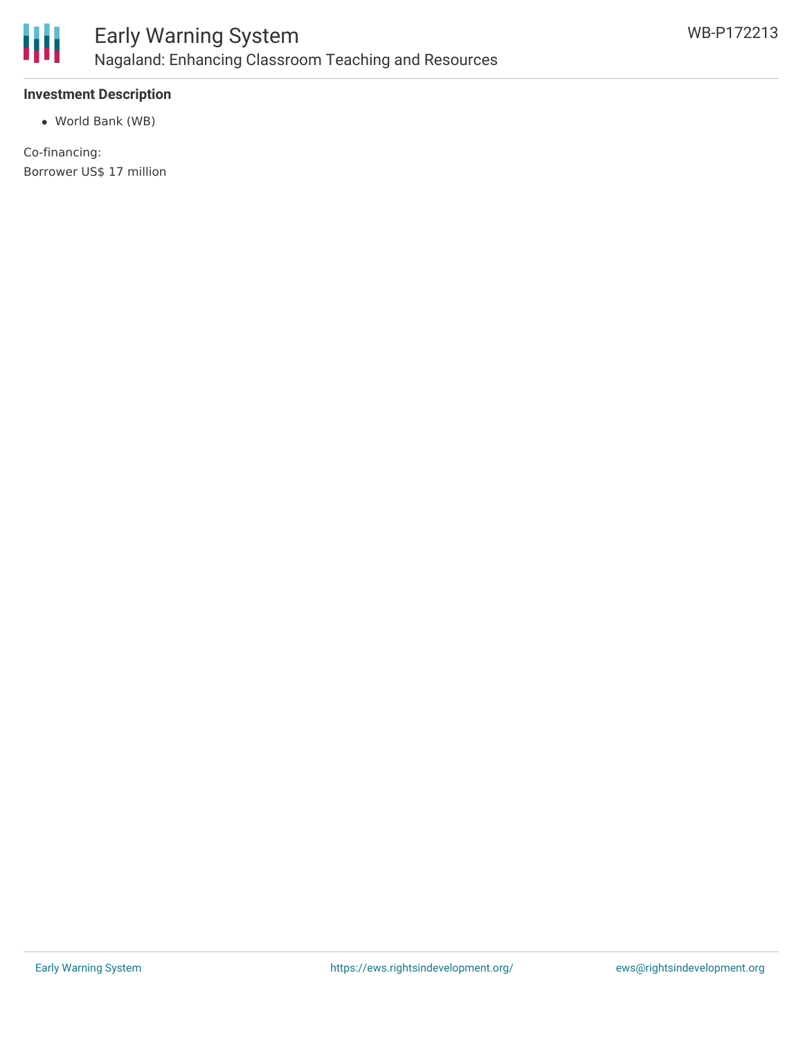### Investment Description

- World Bank (WB)

Co-financing:
Borrower US$ 17 million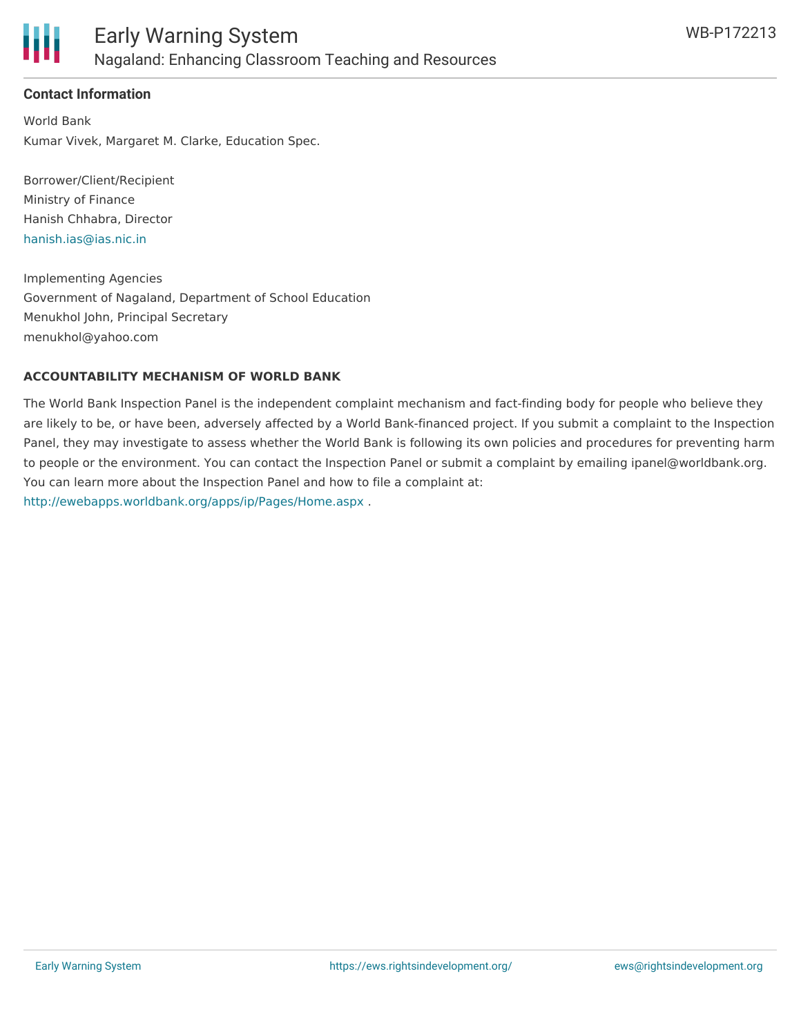## Contact Information

World Bank
Kumar Vivek, Margaret M. Clarke, Education Spec.

Borrower/Client/Recipient
Ministry of Finance
Hanish Chhabra, Director
hanish.ias@ias.nic.in

Implementing Agencies
Government of Nagaland, Department of School Education
Menukhol John, Principal Secretary
menukhol@yahoo.com

### ACCOUNTABILITY MECHANISM OF WORLD BANK

The World Bank Inspection Panel is the independent complaint mechanism and fact-finding body for people who believe they are likely to be, or have been, adversely affected by a World Bank-financed project. If you submit a complaint to the Inspection Panel, they may investigate to assess whether the World Bank is following its own policies and procedures for preventing harm to people or the environment. You can contact the Inspection Panel or submit a complaint by emailing ipanel@worldbank.org. You can learn more about the Inspection Panel and how to file a complaint at: http://ewebapps.worldbank.org/apps/ip/Pages/Home.aspx .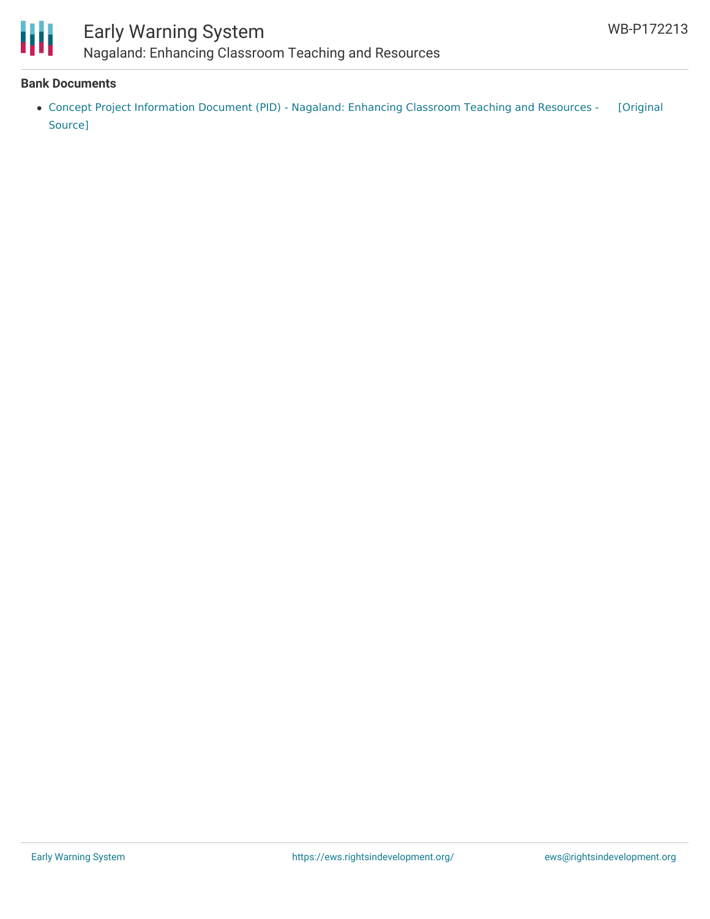## Bank Documents

- Concept Project Information Document (PID) - Nagaland: Enhancing Classroom Teaching and Resources - [Original Source]